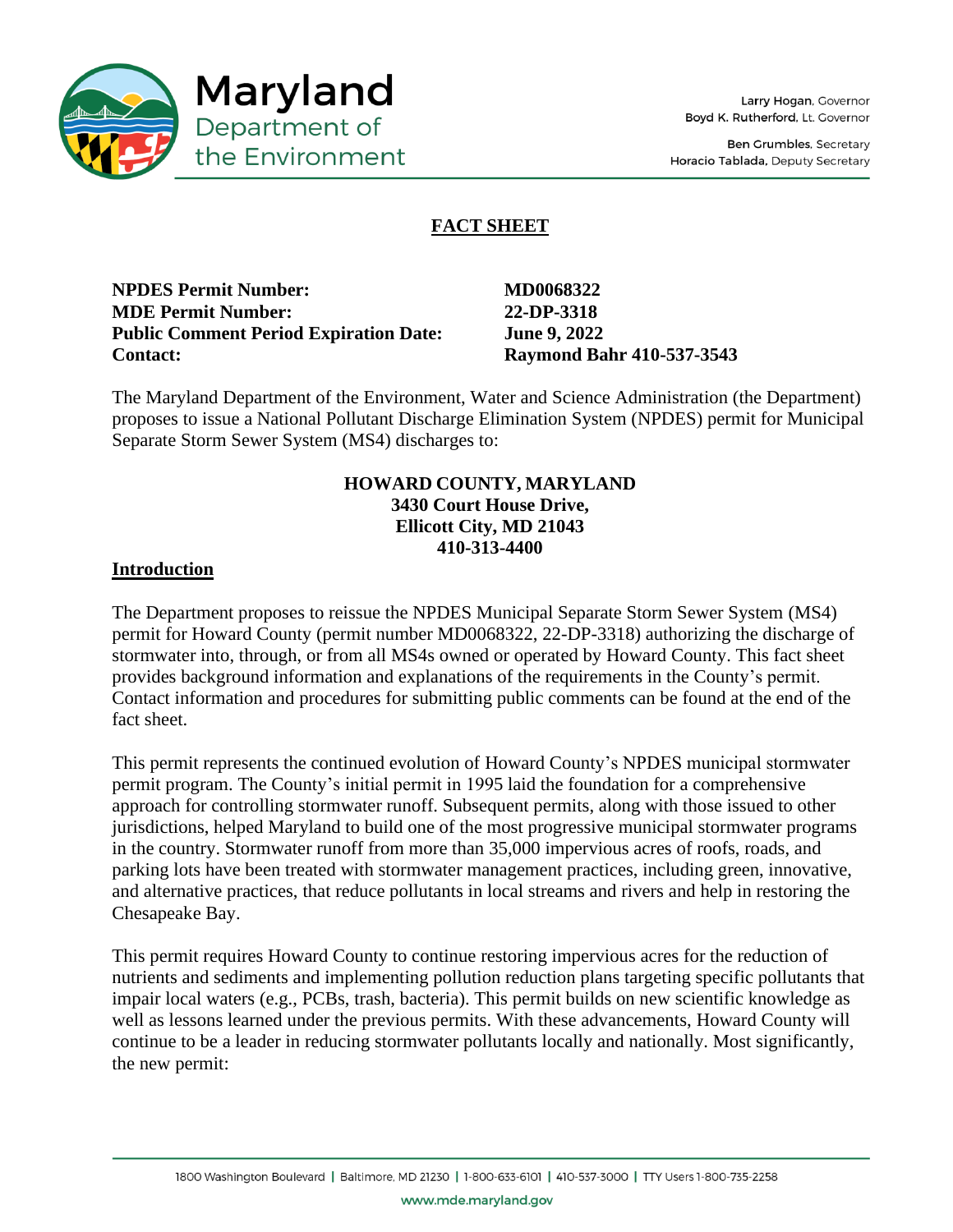# FACT SHEET

| | |
|---|---|
| **NPDES Permit Number:** | **MD0068322** |
| **MDE Permit Number:** | **22-DP-3318** |
| **Public Comment Period Expiration Date:** | **June 9, 2022** |
| **Contact:** | **Raymond Bahr 410-537-3543** |

The Maryland Department of the Environment, Water and Science Administration (the Department) proposes to issue a National Pollutant Discharge Elimination System (NPDES) permit for Municipal Separate Storm Sewer System (MS4) discharges to:

**HOWARD COUNTY, MARYLAND**
**3430 Court House Drive,**
**Ellicott City, MD 21043**
**410-313-4400**

## Introduction

The Department proposes to reissue the NPDES Municipal Separate Storm Sewer System (MS4) permit for Howard County (permit number MD0068322, 22-DP-3318) authorizing the discharge of stormwater into, through, or from all MS4s owned or operated by Howard County. This fact sheet provides background information and explanations of the requirements in the County's permit. Contact information and procedures for submitting public comments can be found at the end of the fact sheet.

This permit represents the continued evolution of Howard County's NPDES municipal stormwater permit program. The County's initial permit in 1995 laid the foundation for a comprehensive approach for controlling stormwater runoff. Subsequent permits, along with those issued to other jurisdictions, helped Maryland to build one of the most progressive municipal stormwater programs in the country. Stormwater runoff from more than 35,000 impervious acres of roofs, roads, and parking lots have been treated with stormwater management practices, including green, innovative, and alternative practices, that reduce pollutants in local streams and rivers and help in restoring the Chesapeake Bay.

This permit requires Howard County to continue restoring impervious acres for the reduction of nutrients and sediments and implementing pollution reduction plans targeting specific pollutants that impair local waters (e.g., PCBs, trash, bacteria). This permit builds on new scientific knowledge as well as lessons learned under the previous permits. With these advancements, Howard County will continue to be a leader in reducing stormwater pollutants locally and nationally. Most significantly, the new permit: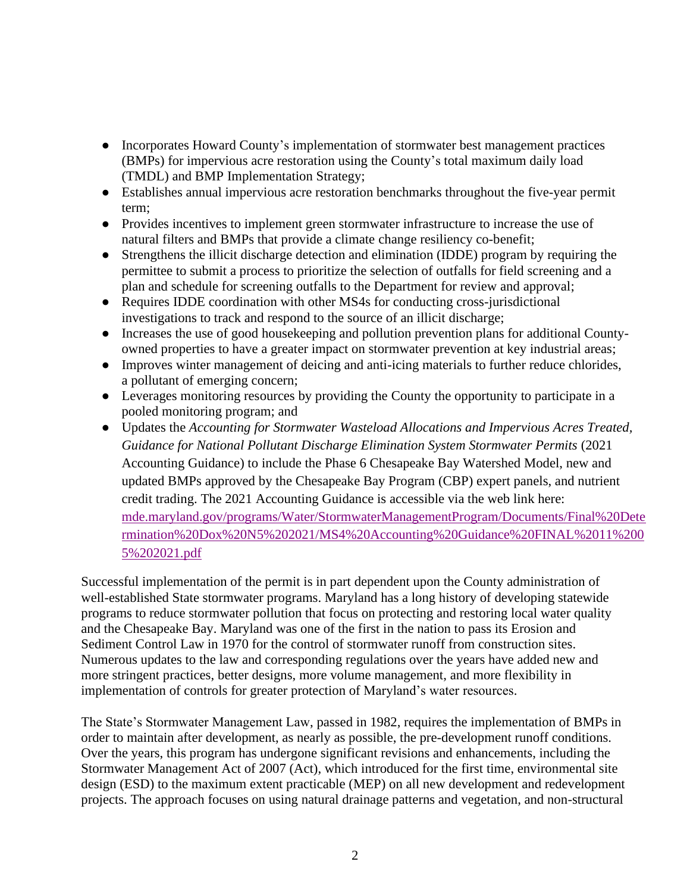- Incorporates Howard County's implementation of stormwater best management practices (BMPs) for impervious acre restoration using the County's total maximum daily load (TMDL) and BMP Implementation Strategy;
- Establishes annual impervious acre restoration benchmarks throughout the five-year permit term;
- Provides incentives to implement green stormwater infrastructure to increase the use of natural filters and BMPs that provide a climate change resiliency co-benefit;
- Strengthens the illicit discharge detection and elimination (IDDE) program by requiring the permittee to submit a process to prioritize the selection of outfalls for field screening and a plan and schedule for screening outfalls to the Department for review and approval;
- Requires IDDE coordination with other MS4s for conducting cross-jurisdictional investigations to track and respond to the source of an illicit discharge;
- Increases the use of good housekeeping and pollution prevention plans for additional County-owned properties to have a greater impact on stormwater prevention at key industrial areas;
- Improves winter management of deicing and anti-icing materials to further reduce chlorides, a pollutant of emerging concern;
- Leverages monitoring resources by providing the County the opportunity to participate in a pooled monitoring program; and
- Updates the *Accounting for Stormwater Wasteload Allocations and Impervious Acres Treated, Guidance for National Pollutant Discharge Elimination System Stormwater Permits* (2021 Accounting Guidance) to include the Phase 6 Chesapeake Bay Watershed Model, new and updated BMPs approved by the Chesapeake Bay Program (CBP) expert panels, and nutrient credit trading. The 2021 Accounting Guidance is accessible via the web link here: [mde.maryland.gov/programs/Water/StormwaterManagementProgram/Documents/Final%20Determination%20Dox%20N5%202021/MS4%20Accounting%20Guidance%20FINAL%2011%2005%202021.pdf](mde.maryland.gov/programs/Water/StormwaterManagementProgram/Documents/Final%20Determination%20Dox%20N5%202021/MS4%20Accounting%20Guidance%20FINAL%2011%2005%202021.pdf)

Successful implementation of the permit is in part dependent upon the County administration of well-established State stormwater programs. Maryland has a long history of developing statewide programs to reduce stormwater pollution that focus on protecting and restoring local water quality and the Chesapeake Bay. Maryland was one of the first in the nation to pass its Erosion and Sediment Control Law in 1970 for the control of stormwater runoff from construction sites. Numerous updates to the law and corresponding regulations over the years have added new and more stringent practices, better designs, more volume management, and more flexibility in implementation of controls for greater protection of Maryland's water resources.

The State's Stormwater Management Law, passed in 1982, requires the implementation of BMPs in order to maintain after development, as nearly as possible, the pre-development runoff conditions. Over the years, this program has undergone significant revisions and enhancements, including the Stormwater Management Act of 2007 (Act), which introduced for the first time, environmental site design (ESD) to the maximum extent practicable (MEP) on all new development and redevelopment projects. The approach focuses on using natural drainage patterns and vegetation, and non-structural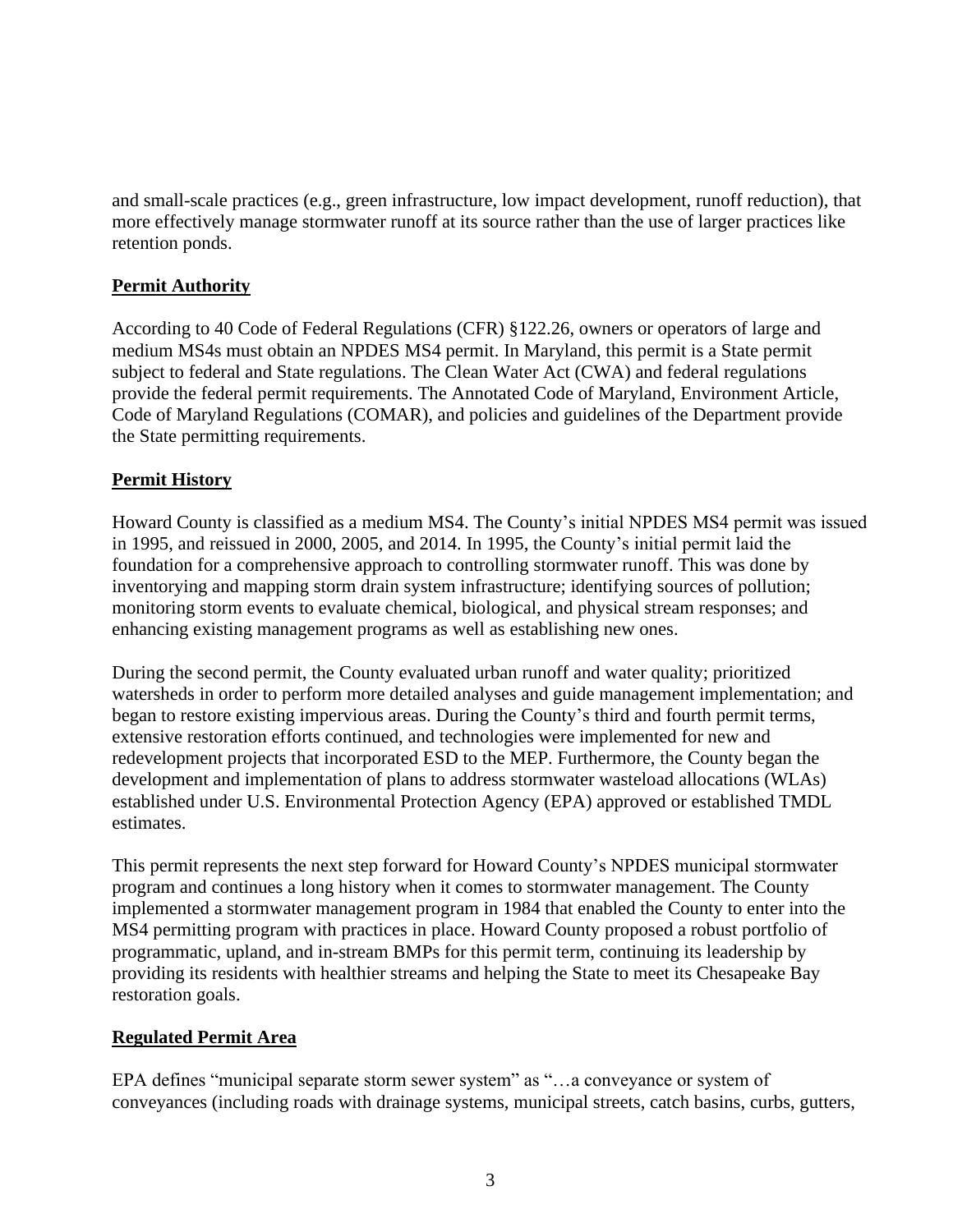and small-scale practices (e.g., green infrastructure, low impact development, runoff reduction), that more effectively manage stormwater runoff at its source rather than the use of larger practices like retention ponds.

**Permit Authority**

According to 40 Code of Federal Regulations (CFR) §122.26, owners or operators of large and medium MS4s must obtain an NPDES MS4 permit. In Maryland, this permit is a State permit subject to federal and State regulations. The Clean Water Act (CWA) and federal regulations provide the federal permit requirements. The Annotated Code of Maryland, Environment Article, Code of Maryland Regulations (COMAR), and policies and guidelines of the Department provide the State permitting requirements.

**Permit History**

Howard County is classified as a medium MS4. The County's initial NPDES MS4 permit was issued in 1995, and reissued in 2000, 2005, and 2014. In 1995, the County's initial permit laid the foundation for a comprehensive approach to controlling stormwater runoff. This was done by inventorying and mapping storm drain system infrastructure; identifying sources of pollution; monitoring storm events to evaluate chemical, biological, and physical stream responses; and enhancing existing management programs as well as establishing new ones.

During the second permit, the County evaluated urban runoff and water quality; prioritized watersheds in order to perform more detailed analyses and guide management implementation; and began to restore existing impervious areas. During the County's third and fourth permit terms, extensive restoration efforts continued, and technologies were implemented for new and redevelopment projects that incorporated ESD to the MEP. Furthermore, the County began the development and implementation of plans to address stormwater wasteload allocations (WLAs) established under U.S. Environmental Protection Agency (EPA) approved or established TMDL estimates.

This permit represents the next step forward for Howard County's NPDES municipal stormwater program and continues a long history when it comes to stormwater management. The County implemented a stormwater management program in 1984 that enabled the County to enter into the MS4 permitting program with practices in place. Howard County proposed a robust portfolio of programmatic, upland, and in-stream BMPs for this permit term, continuing its leadership by providing its residents with healthier streams and helping the State to meet its Chesapeake Bay restoration goals.

**Regulated Permit Area**

EPA defines "municipal separate storm sewer system" as "…a conveyance or system of conveyances (including roads with drainage systems, municipal streets, catch basins, curbs, gutters,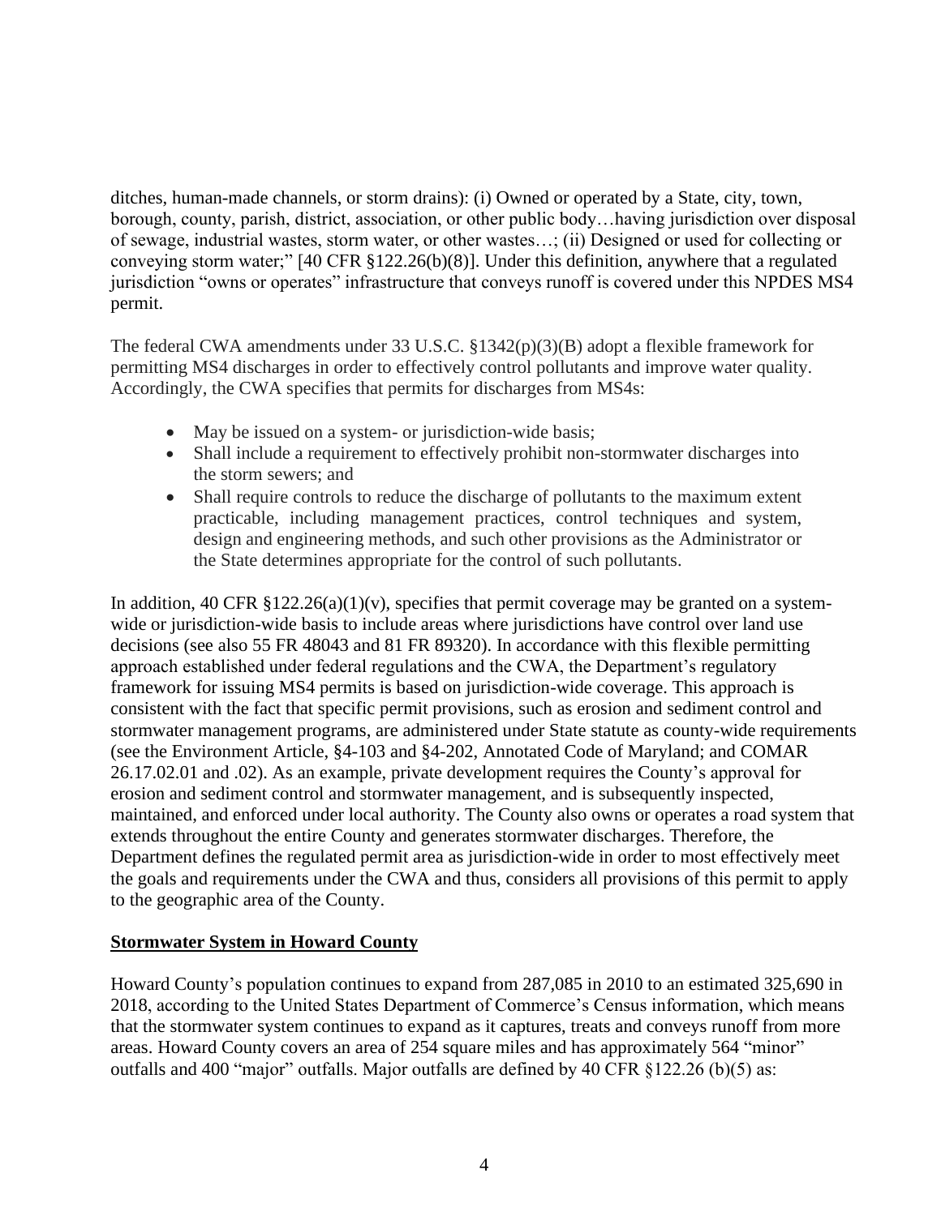ditches, human-made channels, or storm drains): (i) Owned or operated by a State, city, town, borough, county, parish, district, association, or other public body…having jurisdiction over disposal of sewage, industrial wastes, storm water, or other wastes…; (ii) Designed or used for collecting or conveying storm water;" [40 CFR §122.26(b)(8)]. Under this definition, anywhere that a regulated jurisdiction "owns or operates" infrastructure that conveys runoff is covered under this NPDES MS4 permit.

The federal CWA amendments under 33 U.S.C. §1342(p)(3)(B) adopt a flexible framework for permitting MS4 discharges in order to effectively control pollutants and improve water quality. Accordingly, the CWA specifies that permits for discharges from MS4s:

- May be issued on a system- or jurisdiction-wide basis;
- Shall include a requirement to effectively prohibit non-stormwater discharges into the storm sewers; and
- Shall require controls to reduce the discharge of pollutants to the maximum extent practicable, including management practices, control techniques and system, design and engineering methods, and such other provisions as the Administrator or the State determines appropriate for the control of such pollutants.

In addition, 40 CFR §122.26(a)(1)(v), specifies that permit coverage may be granted on a system-wide or jurisdiction-wide basis to include areas where jurisdictions have control over land use decisions (see also 55 FR 48043 and 81 FR 89320). In accordance with this flexible permitting approach established under federal regulations and the CWA, the Department's regulatory framework for issuing MS4 permits is based on jurisdiction-wide coverage. This approach is consistent with the fact that specific permit provisions, such as erosion and sediment control and stormwater management programs, are administered under State statute as county-wide requirements (see the Environment Article, §4-103 and §4-202, Annotated Code of Maryland; and COMAR 26.17.02.01 and .02). As an example, private development requires the County's approval for erosion and sediment control and stormwater management, and is subsequently inspected, maintained, and enforced under local authority. The County also owns or operates a road system that extends throughout the entire County and generates stormwater discharges. Therefore, the Department defines the regulated permit area as jurisdiction-wide in order to most effectively meet the goals and requirements under the CWA and thus, considers all provisions of this permit to apply to the geographic area of the County.

## Stormwater System in Howard County

Howard County's population continues to expand from 287,085 in 2010 to an estimated 325,690 in 2018, according to the United States Department of Commerce's Census information, which means that the stormwater system continues to expand as it captures, treats and conveys runoff from more areas. Howard County covers an area of 254 square miles and has approximately 564 "minor" outfalls and 400 "major" outfalls. Major outfalls are defined by 40 CFR §122.26 (b)(5) as: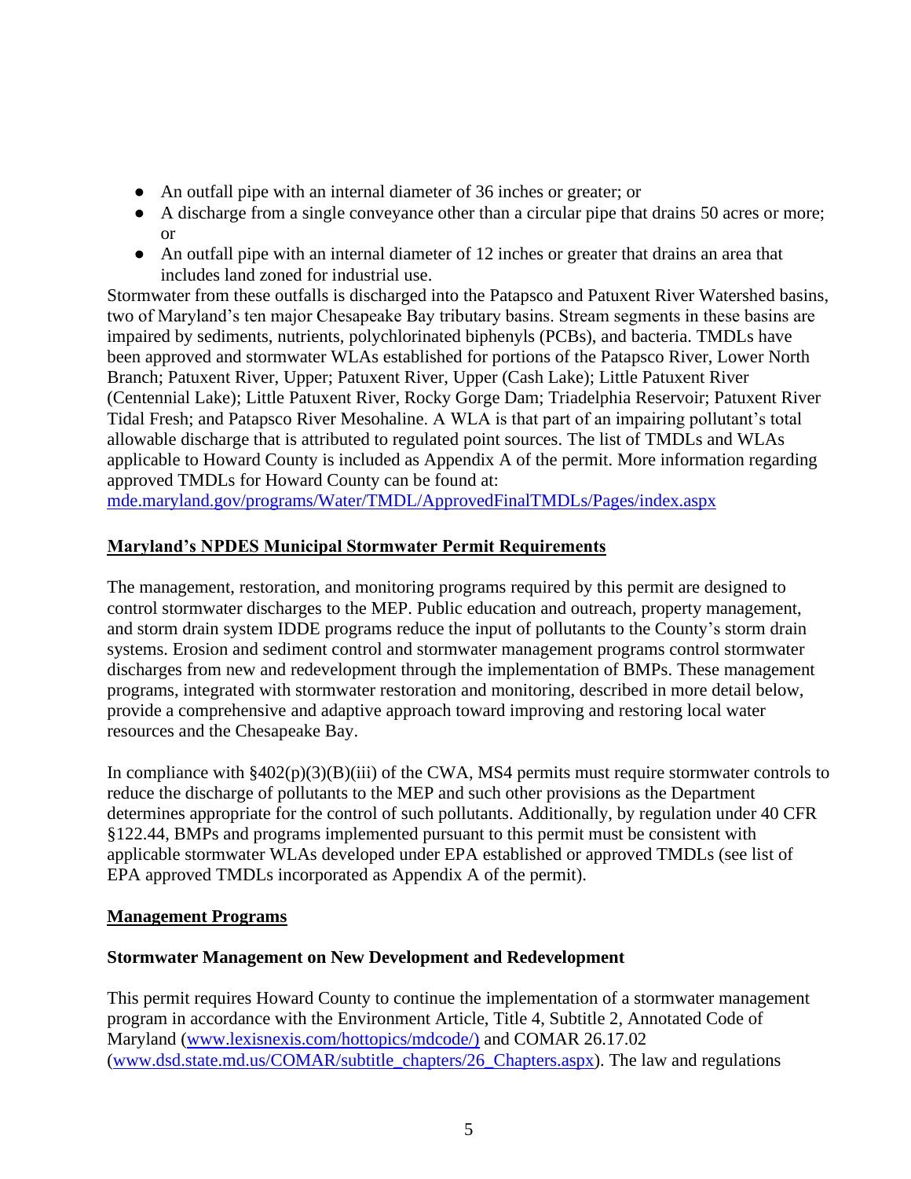- An outfall pipe with an internal diameter of 36 inches or greater; or
- A discharge from a single conveyance other than a circular pipe that drains 50 acres or more; or
- An outfall pipe with an internal diameter of 12 inches or greater that drains an area that includes land zoned for industrial use.

Stormwater from these outfalls is discharged into the Patapsco and Patuxent River Watershed basins, two of Maryland's ten major Chesapeake Bay tributary basins. Stream segments in these basins are impaired by sediments, nutrients, polychlorinated biphenyls (PCBs), and bacteria. TMDLs have been approved and stormwater WLAs established for portions of the Patapsco River, Lower North Branch; Patuxent River, Upper; Patuxent River, Upper (Cash Lake); Little Patuxent River (Centennial Lake); Little Patuxent River, Rocky Gorge Dam; Triadelphia Reservoir; Patuxent River Tidal Fresh; and Patapsco River Mesohaline. A WLA is that part of an impairing pollutant's total allowable discharge that is attributed to regulated point sources. The list of TMDLs and WLAs applicable to Howard County is included as Appendix A of the permit. More information regarding approved TMDLs for Howard County can be found at: [mde.maryland.gov/programs/Water/TMDL/ApprovedFinalTMDLs/Pages/index.aspx](mde.maryland.gov/programs/Water/TMDL/ApprovedFinalTMDLs/Pages/index.aspx)

## Maryland's NPDES Municipal Stormwater Permit Requirements

The management, restoration, and monitoring programs required by this permit are designed to control stormwater discharges to the MEP. Public education and outreach, property management, and storm drain system IDDE programs reduce the input of pollutants to the County's storm drain systems. Erosion and sediment control and stormwater management programs control stormwater discharges from new and redevelopment through the implementation of BMPs. These management programs, integrated with stormwater restoration and monitoring, described in more detail below, provide a comprehensive and adaptive approach toward improving and restoring local water resources and the Chesapeake Bay.

In compliance with §402(p)(3)(B)(iii) of the CWA, MS4 permits must require stormwater controls to reduce the discharge of pollutants to the MEP and such other provisions as the Department determines appropriate for the control of such pollutants. Additionally, by regulation under 40 CFR §122.44, BMPs and programs implemented pursuant to this permit must be consistent with applicable stormwater WLAs developed under EPA established or approved TMDLs (see list of EPA approved TMDLs incorporated as Appendix A of the permit).

## Management Programs

### Stormwater Management on New Development and Redevelopment

This permit requires Howard County to continue the implementation of a stormwater management program in accordance with the Environment Article, Title 4, Subtitle 2, Annotated Code of Maryland ([www.lexisnexis.com/hottopics/mdcode/)](www.lexisnexis.com/hottopics/mdcode/) and COMAR 26.17.02 ([www.dsd.state.md.us/COMAR/subtitle_chapters/26_Chapters.aspx](www.dsd.state.md.us/COMAR/subtitle_chapters/26_Chapters.aspx)). The law and regulations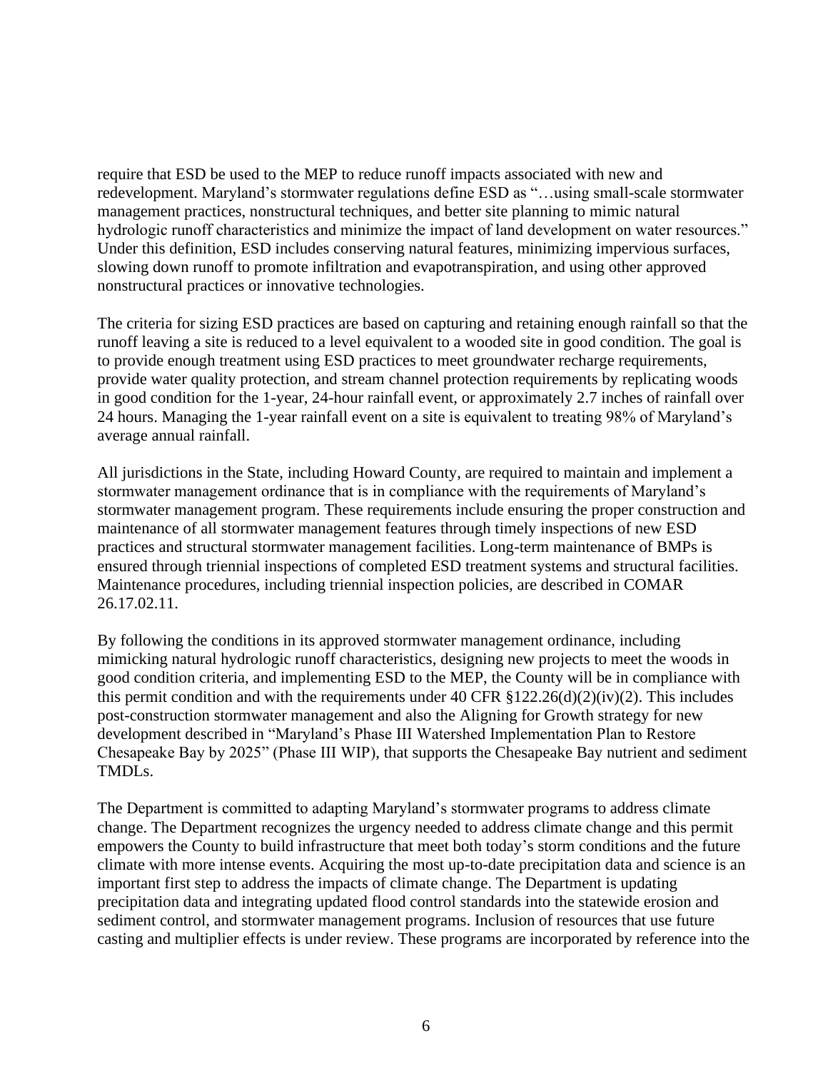require that ESD be used to the MEP to reduce runoff impacts associated with new and redevelopment. Maryland's stormwater regulations define ESD as "…using small-scale stormwater management practices, nonstructural techniques, and better site planning to mimic natural hydrologic runoff characteristics and minimize the impact of land development on water resources." Under this definition, ESD includes conserving natural features, minimizing impervious surfaces, slowing down runoff to promote infiltration and evapotranspiration, and using other approved nonstructural practices or innovative technologies.

The criteria for sizing ESD practices are based on capturing and retaining enough rainfall so that the runoff leaving a site is reduced to a level equivalent to a wooded site in good condition. The goal is to provide enough treatment using ESD practices to meet groundwater recharge requirements, provide water quality protection, and stream channel protection requirements by replicating woods in good condition for the 1-year, 24-hour rainfall event, or approximately 2.7 inches of rainfall over 24 hours. Managing the 1-year rainfall event on a site is equivalent to treating 98% of Maryland's average annual rainfall.

All jurisdictions in the State, including Howard County, are required to maintain and implement a stormwater management ordinance that is in compliance with the requirements of Maryland's stormwater management program. These requirements include ensuring the proper construction and maintenance of all stormwater management features through timely inspections of new ESD practices and structural stormwater management facilities. Long-term maintenance of BMPs is ensured through triennial inspections of completed ESD treatment systems and structural facilities. Maintenance procedures, including triennial inspection policies, are described in COMAR 26.17.02.11.

By following the conditions in its approved stormwater management ordinance, including mimicking natural hydrologic runoff characteristics, designing new projects to meet the woods in good condition criteria, and implementing ESD to the MEP, the County will be in compliance with this permit condition and with the requirements under 40 CFR §122.26(d)(2)(iv)(2). This includes post-construction stormwater management and also the Aligning for Growth strategy for new development described in "Maryland's Phase III Watershed Implementation Plan to Restore Chesapeake Bay by 2025" (Phase III WIP), that supports the Chesapeake Bay nutrient and sediment TMDLs.

The Department is committed to adapting Maryland's stormwater programs to address climate change. The Department recognizes the urgency needed to address climate change and this permit empowers the County to build infrastructure that meet both today's storm conditions and the future climate with more intense events. Acquiring the most up-to-date precipitation data and science is an important first step to address the impacts of climate change. The Department is updating precipitation data and integrating updated flood control standards into the statewide erosion and sediment control, and stormwater management programs. Inclusion of resources that use future casting and multiplier effects is under review. These programs are incorporated by reference into the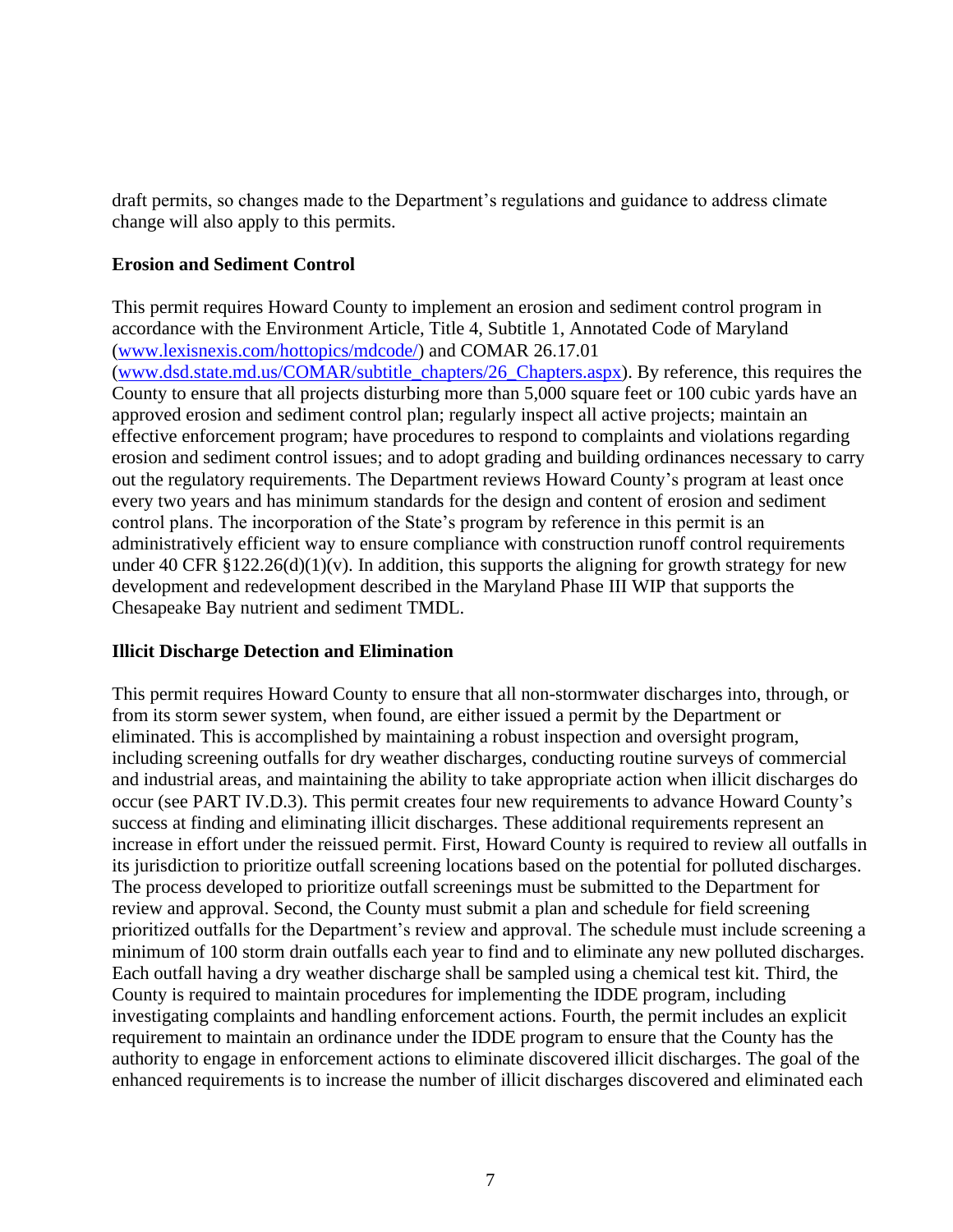draft permits, so changes made to the Department's regulations and guidance to address climate change will also apply to this permits.

**Erosion and Sediment Control**

This permit requires Howard County to implement an erosion and sediment control program in accordance with the Environment Article, Title 4, Subtitle 1, Annotated Code of Maryland (www.lexisnexis.com/hottopics/mdcode/) and COMAR 26.17.01 (www.dsd.state.md.us/COMAR/subtitle_chapters/26_Chapters.aspx). By reference, this requires the County to ensure that all projects disturbing more than 5,000 square feet or 100 cubic yards have an approved erosion and sediment control plan; regularly inspect all active projects; maintain an effective enforcement program; have procedures to respond to complaints and violations regarding erosion and sediment control issues; and to adopt grading and building ordinances necessary to carry out the regulatory requirements. The Department reviews Howard County's program at least once every two years and has minimum standards for the design and content of erosion and sediment control plans. The incorporation of the State's program by reference in this permit is an administratively efficient way to ensure compliance with construction runoff control requirements under 40 CFR §122.26(d)(1)(v). In addition, this supports the aligning for growth strategy for new development and redevelopment described in the Maryland Phase III WIP that supports the Chesapeake Bay nutrient and sediment TMDL.

**Illicit Discharge Detection and Elimination**

This permit requires Howard County to ensure that all non-stormwater discharges into, through, or from its storm sewer system, when found, are either issued a permit by the Department or eliminated. This is accomplished by maintaining a robust inspection and oversight program, including screening outfalls for dry weather discharges, conducting routine surveys of commercial and industrial areas, and maintaining the ability to take appropriate action when illicit discharges do occur (see PART IV.D.3). This permit creates four new requirements to advance Howard County's success at finding and eliminating illicit discharges. These additional requirements represent an increase in effort under the reissued permit. First, Howard County is required to review all outfalls in its jurisdiction to prioritize outfall screening locations based on the potential for polluted discharges. The process developed to prioritize outfall screenings must be submitted to the Department for review and approval. Second, the County must submit a plan and schedule for field screening prioritized outfalls for the Department's review and approval. The schedule must include screening a minimum of 100 storm drain outfalls each year to find and to eliminate any new polluted discharges. Each outfall having a dry weather discharge shall be sampled using a chemical test kit. Third, the County is required to maintain procedures for implementing the IDDE program, including investigating complaints and handling enforcement actions. Fourth, the permit includes an explicit requirement to maintain an ordinance under the IDDE program to ensure that the County has the authority to engage in enforcement actions to eliminate discovered illicit discharges. The goal of the enhanced requirements is to increase the number of illicit discharges discovered and eliminated each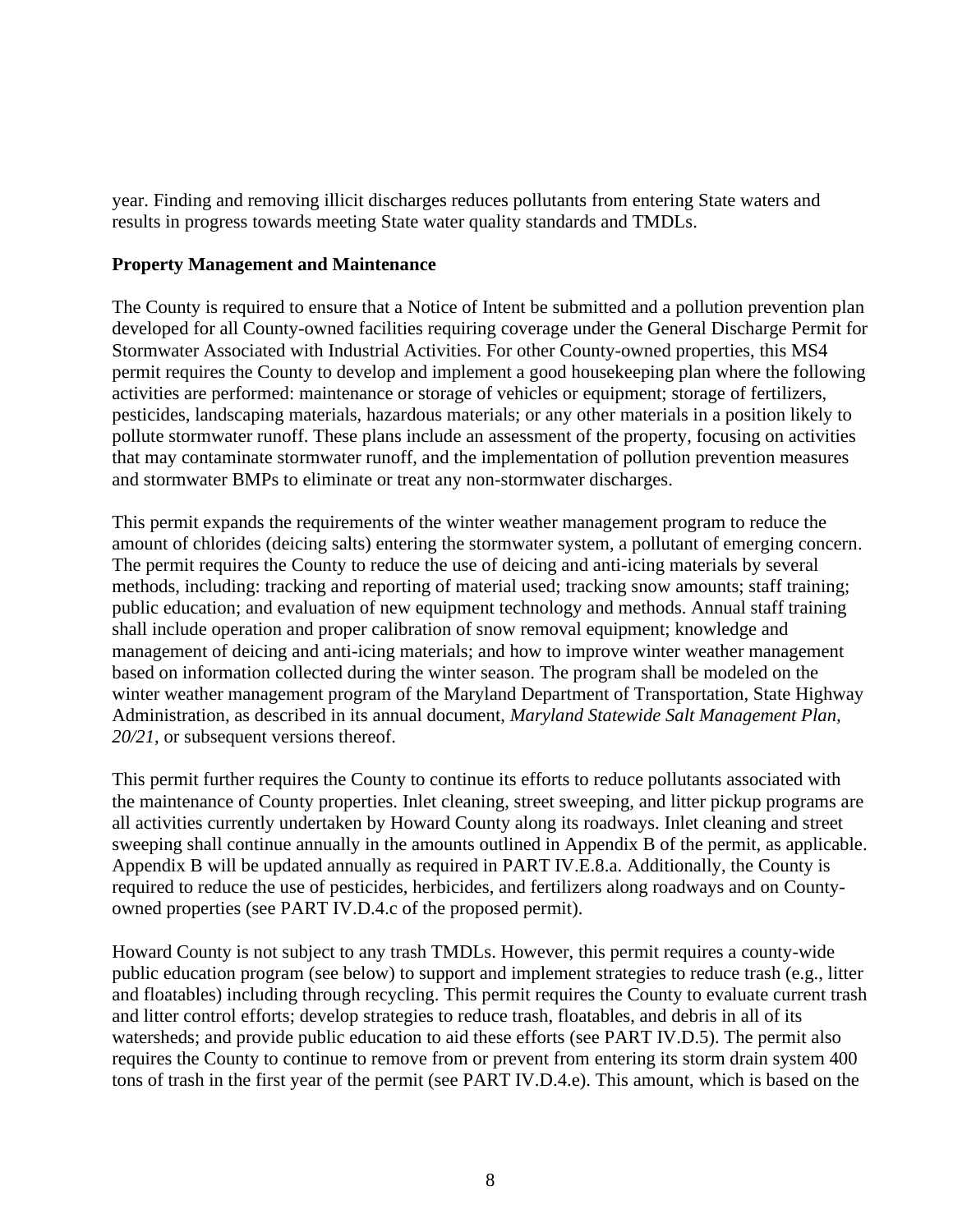year. Finding and removing illicit discharges reduces pollutants from entering State waters and results in progress towards meeting State water quality standards and TMDLs.

**Property Management and Maintenance**

The County is required to ensure that a Notice of Intent be submitted and a pollution prevention plan developed for all County-owned facilities requiring coverage under the General Discharge Permit for Stormwater Associated with Industrial Activities. For other County-owned properties, this MS4 permit requires the County to develop and implement a good housekeeping plan where the following activities are performed: maintenance or storage of vehicles or equipment; storage of fertilizers, pesticides, landscaping materials, hazardous materials; or any other materials in a position likely to pollute stormwater runoff. These plans include an assessment of the property, focusing on activities that may contaminate stormwater runoff, and the implementation of pollution prevention measures and stormwater BMPs to eliminate or treat any non-stormwater discharges.

This permit expands the requirements of the winter weather management program to reduce the amount of chlorides (deicing salts) entering the stormwater system, a pollutant of emerging concern. The permit requires the County to reduce the use of deicing and anti-icing materials by several methods, including: tracking and reporting of material used; tracking snow amounts; staff training; public education; and evaluation of new equipment technology and methods. Annual staff training shall include operation and proper calibration of snow removal equipment; knowledge and management of deicing and anti-icing materials; and how to improve winter weather management based on information collected during the winter season. The program shall be modeled on the winter weather management program of the Maryland Department of Transportation, State Highway Administration, as described in its annual document, *Maryland Statewide Salt Management Plan, 20/21*, or subsequent versions thereof.

This permit further requires the County to continue its efforts to reduce pollutants associated with the maintenance of County properties. Inlet cleaning, street sweeping, and litter pickup programs are all activities currently undertaken by Howard County along its roadways. Inlet cleaning and street sweeping shall continue annually in the amounts outlined in Appendix B of the permit, as applicable. Appendix B will be updated annually as required in PART IV.E.8.a. Additionally, the County is required to reduce the use of pesticides, herbicides, and fertilizers along roadways and on County-owned properties (see PART IV.D.4.c of the proposed permit).

Howard County is not subject to any trash TMDLs. However, this permit requires a county-wide public education program (see below) to support and implement strategies to reduce trash (e.g., litter and floatables) including through recycling. This permit requires the County to evaluate current trash and litter control efforts; develop strategies to reduce trash, floatables, and debris in all of its watersheds; and provide public education to aid these efforts (see PART IV.D.5). The permit also requires the County to continue to remove from or prevent from entering its storm drain system 400 tons of trash in the first year of the permit (see PART IV.D.4.e). This amount, which is based on the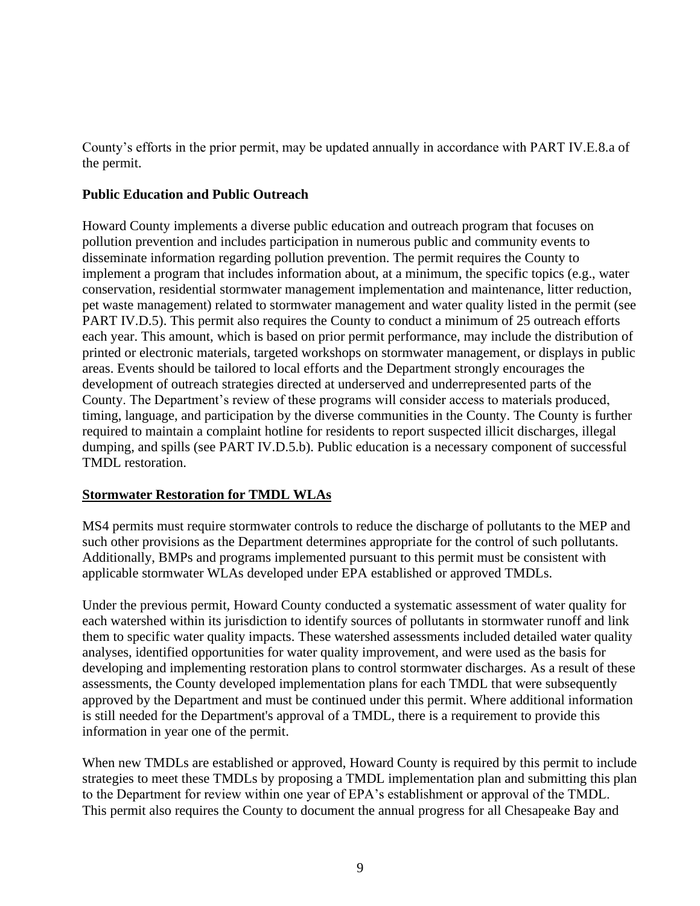County's efforts in the prior permit, may be updated annually in accordance with PART IV.E.8.a of the permit.

**Public Education and Public Outreach**

Howard County implements a diverse public education and outreach program that focuses on pollution prevention and includes participation in numerous public and community events to disseminate information regarding pollution prevention. The permit requires the County to implement a program that includes information about, at a minimum, the specific topics (e.g., water conservation, residential stormwater management implementation and maintenance, litter reduction, pet waste management) related to stormwater management and water quality listed in the permit (see PART IV.D.5). This permit also requires the County to conduct a minimum of 25 outreach efforts each year. This amount, which is based on prior permit performance, may include the distribution of printed or electronic materials, targeted workshops on stormwater management, or displays in public areas. Events should be tailored to local efforts and the Department strongly encourages the development of outreach strategies directed at underserved and underrepresented parts of the County. The Department's review of these programs will consider access to materials produced, timing, language, and participation by the diverse communities in the County. The County is further required to maintain a complaint hotline for residents to report suspected illicit discharges, illegal dumping, and spills (see PART IV.D.5.b). Public education is a necessary component of successful TMDL restoration.

**Stormwater Restoration for TMDL WLAs**

MS4 permits must require stormwater controls to reduce the discharge of pollutants to the MEP and such other provisions as the Department determines appropriate for the control of such pollutants. Additionally, BMPs and programs implemented pursuant to this permit must be consistent with applicable stormwater WLAs developed under EPA established or approved TMDLs.

Under the previous permit, Howard County conducted a systematic assessment of water quality for each watershed within its jurisdiction to identify sources of pollutants in stormwater runoff and link them to specific water quality impacts. These watershed assessments included detailed water quality analyses, identified opportunities for water quality improvement, and were used as the basis for developing and implementing restoration plans to control stormwater discharges. As a result of these assessments, the County developed implementation plans for each TMDL that were subsequently approved by the Department and must be continued under this permit. Where additional information is still needed for the Department's approval of a TMDL, there is a requirement to provide this information in year one of the permit.

When new TMDLs are established or approved, Howard County is required by this permit to include strategies to meet these TMDLs by proposing a TMDL implementation plan and submitting this plan to the Department for review within one year of EPA's establishment or approval of the TMDL. This permit also requires the County to document the annual progress for all Chesapeake Bay and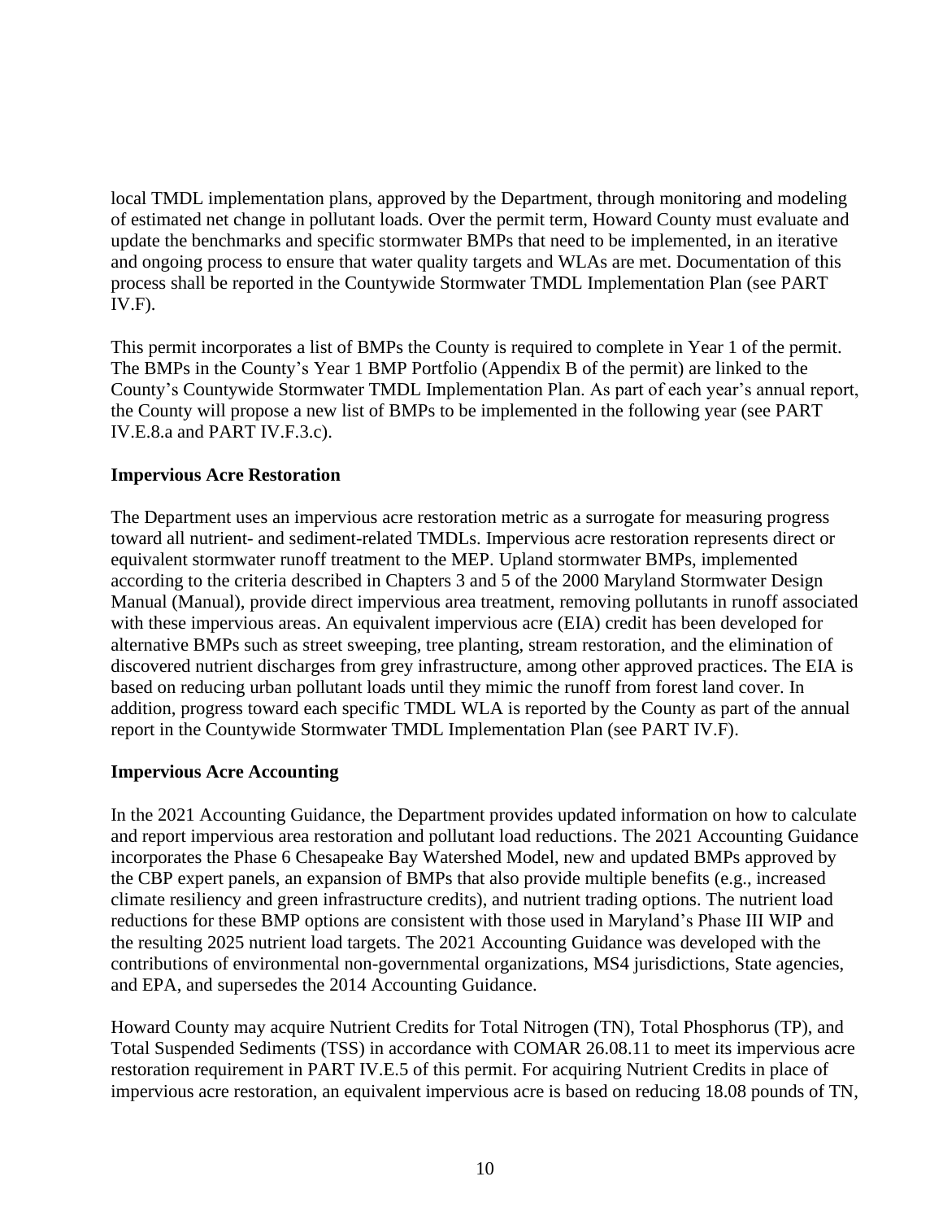local TMDL implementation plans, approved by the Department, through monitoring and modeling of estimated net change in pollutant loads. Over the permit term, Howard County must evaluate and update the benchmarks and specific stormwater BMPs that need to be implemented, in an iterative and ongoing process to ensure that water quality targets and WLAs are met. Documentation of this process shall be reported in the Countywide Stormwater TMDL Implementation Plan (see PART IV.F).

This permit incorporates a list of BMPs the County is required to complete in Year 1 of the permit. The BMPs in the County's Year 1 BMP Portfolio (Appendix B of the permit) are linked to the County's Countywide Stormwater TMDL Implementation Plan. As part of each year's annual report, the County will propose a new list of BMPs to be implemented in the following year (see PART IV.E.8.a and PART IV.F.3.c).

**Impervious Acre Restoration**

The Department uses an impervious acre restoration metric as a surrogate for measuring progress toward all nutrient- and sediment-related TMDLs. Impervious acre restoration represents direct or equivalent stormwater runoff treatment to the MEP. Upland stormwater BMPs, implemented according to the criteria described in Chapters 3 and 5 of the 2000 Maryland Stormwater Design Manual (Manual), provide direct impervious area treatment, removing pollutants in runoff associated with these impervious areas. An equivalent impervious acre (EIA) credit has been developed for alternative BMPs such as street sweeping, tree planting, stream restoration, and the elimination of discovered nutrient discharges from grey infrastructure, among other approved practices. The EIA is based on reducing urban pollutant loads until they mimic the runoff from forest land cover. In addition, progress toward each specific TMDL WLA is reported by the County as part of the annual report in the Countywide Stormwater TMDL Implementation Plan (see PART IV.F).

**Impervious Acre Accounting**

In the 2021 Accounting Guidance, the Department provides updated information on how to calculate and report impervious area restoration and pollutant load reductions. The 2021 Accounting Guidance incorporates the Phase 6 Chesapeake Bay Watershed Model, new and updated BMPs approved by the CBP expert panels, an expansion of BMPs that also provide multiple benefits (e.g., increased climate resiliency and green infrastructure credits), and nutrient trading options. The nutrient load reductions for these BMP options are consistent with those used in Maryland's Phase III WIP and the resulting 2025 nutrient load targets. The 2021 Accounting Guidance was developed with the contributions of environmental non-governmental organizations, MS4 jurisdictions, State agencies, and EPA, and supersedes the 2014 Accounting Guidance.

Howard County may acquire Nutrient Credits for Total Nitrogen (TN), Total Phosphorus (TP), and Total Suspended Sediments (TSS) in accordance with COMAR 26.08.11 to meet its impervious acre restoration requirement in PART IV.E.5 of this permit. For acquiring Nutrient Credits in place of impervious acre restoration, an equivalent impervious acre is based on reducing 18.08 pounds of TN,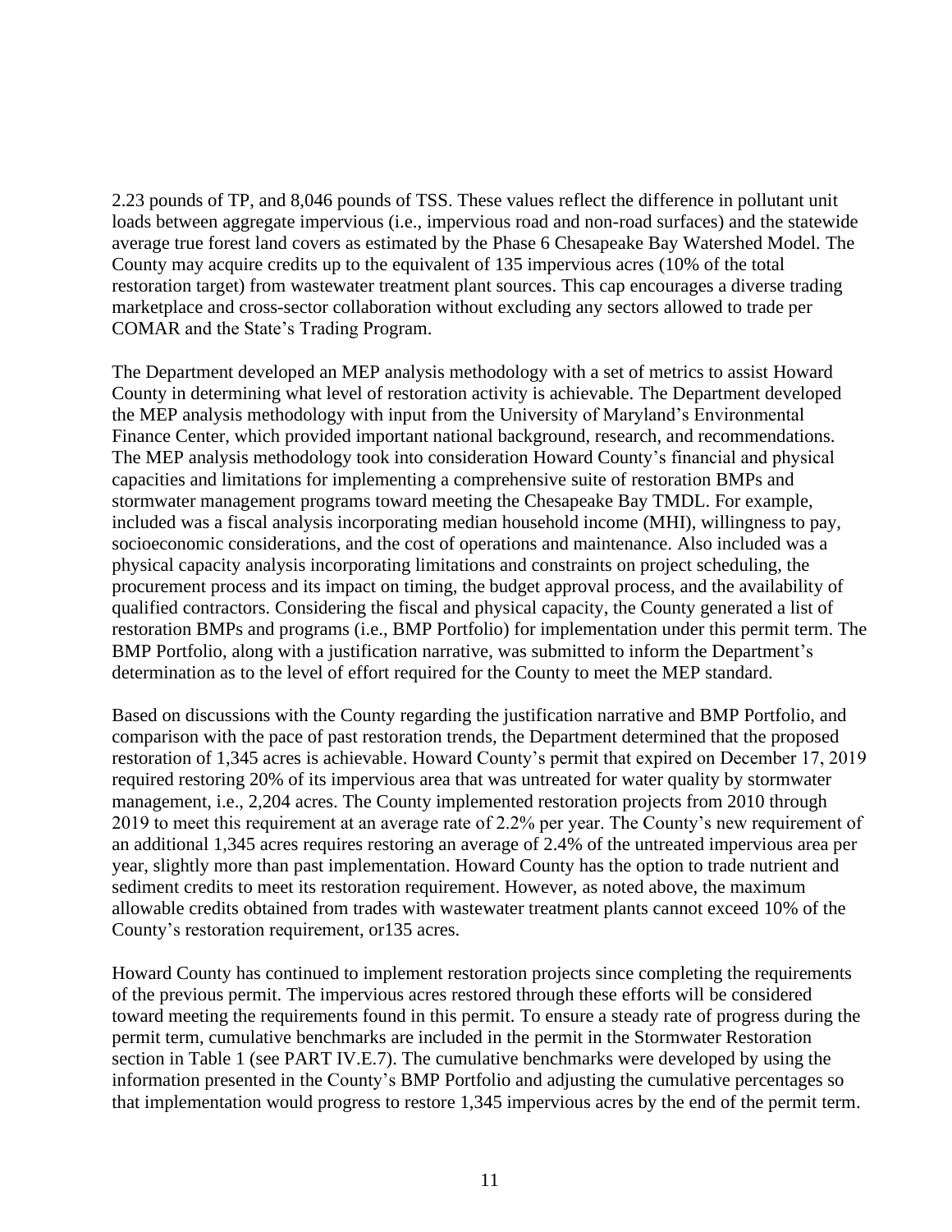2.23 pounds of TP, and 8,046 pounds of TSS. These values reflect the difference in pollutant unit loads between aggregate impervious (i.e., impervious road and non-road surfaces) and the statewide average true forest land covers as estimated by the Phase 6 Chesapeake Bay Watershed Model. The County may acquire credits up to the equivalent of 135 impervious acres (10% of the total restoration target) from wastewater treatment plant sources. This cap encourages a diverse trading marketplace and cross-sector collaboration without excluding any sectors allowed to trade per COMAR and the State's Trading Program.

The Department developed an MEP analysis methodology with a set of metrics to assist Howard County in determining what level of restoration activity is achievable. The Department developed the MEP analysis methodology with input from the University of Maryland's Environmental Finance Center, which provided important national background, research, and recommendations. The MEP analysis methodology took into consideration Howard County's financial and physical capacities and limitations for implementing a comprehensive suite of restoration BMPs and stormwater management programs toward meeting the Chesapeake Bay TMDL. For example, included was a fiscal analysis incorporating median household income (MHI), willingness to pay, socioeconomic considerations, and the cost of operations and maintenance. Also included was a physical capacity analysis incorporating limitations and constraints on project scheduling, the procurement process and its impact on timing, the budget approval process, and the availability of qualified contractors. Considering the fiscal and physical capacity, the County generated a list of restoration BMPs and programs (i.e., BMP Portfolio) for implementation under this permit term. The BMP Portfolio, along with a justification narrative, was submitted to inform the Department's determination as to the level of effort required for the County to meet the MEP standard.

Based on discussions with the County regarding the justification narrative and BMP Portfolio, and comparison with the pace of past restoration trends, the Department determined that the proposed restoration of 1,345 acres is achievable. Howard County's permit that expired on December 17, 2019 required restoring 20% of its impervious area that was untreated for water quality by stormwater management, i.e., 2,204 acres. The County implemented restoration projects from 2010 through 2019 to meet this requirement at an average rate of 2.2% per year. The County's new requirement of an additional 1,345 acres requires restoring an average of 2.4% of the untreated impervious area per year, slightly more than past implementation. Howard County has the option to trade nutrient and sediment credits to meet its restoration requirement. However, as noted above, the maximum allowable credits obtained from trades with wastewater treatment plants cannot exceed 10% of the County's restoration requirement, or135 acres.

Howard County has continued to implement restoration projects since completing the requirements of the previous permit. The impervious acres restored through these efforts will be considered toward meeting the requirements found in this permit. To ensure a steady rate of progress during the permit term, cumulative benchmarks are included in the permit in the Stormwater Restoration section in Table 1 (see PART IV.E.7). The cumulative benchmarks were developed by using the information presented in the County's BMP Portfolio and adjusting the cumulative percentages so that implementation would progress to restore 1,345 impervious acres by the end of the permit term.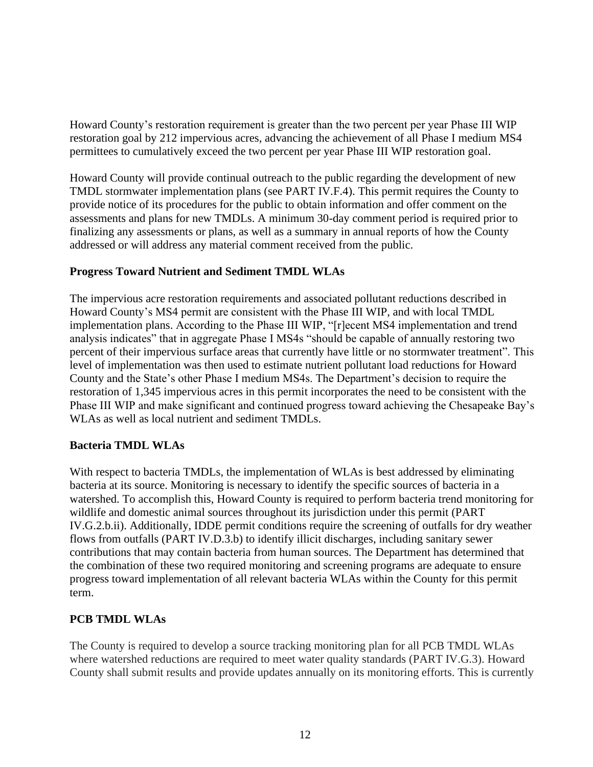Howard County's restoration requirement is greater than the two percent per year Phase III WIP restoration goal by 212 impervious acres, advancing the achievement of all Phase I medium MS4 permittees to cumulatively exceed the two percent per year Phase III WIP restoration goal.

Howard County will provide continual outreach to the public regarding the development of new TMDL stormwater implementation plans (see PART IV.F.4). This permit requires the County to provide notice of its procedures for the public to obtain information and offer comment on the assessments and plans for new TMDLs. A minimum 30-day comment period is required prior to finalizing any assessments or plans, as well as a summary in annual reports of how the County addressed or will address any material comment received from the public.

**Progress Toward Nutrient and Sediment TMDL WLAs**

The impervious acre restoration requirements and associated pollutant reductions described in Howard County's MS4 permit are consistent with the Phase III WIP, and with local TMDL implementation plans. According to the Phase III WIP, "[r]ecent MS4 implementation and trend analysis indicates" that in aggregate Phase I MS4s "should be capable of annually restoring two percent of their impervious surface areas that currently have little or no stormwater treatment". This level of implementation was then used to estimate nutrient pollutant load reductions for Howard County and the State's other Phase I medium MS4s. The Department's decision to require the restoration of 1,345 impervious acres in this permit incorporates the need to be consistent with the Phase III WIP and make significant and continued progress toward achieving the Chesapeake Bay's WLAs as well as local nutrient and sediment TMDLs.

**Bacteria TMDL WLAs**

With respect to bacteria TMDLs, the implementation of WLAs is best addressed by eliminating bacteria at its source. Monitoring is necessary to identify the specific sources of bacteria in a watershed. To accomplish this, Howard County is required to perform bacteria trend monitoring for wildlife and domestic animal sources throughout its jurisdiction under this permit (PART IV.G.2.b.ii). Additionally, IDDE permit conditions require the screening of outfalls for dry weather flows from outfalls (PART IV.D.3.b) to identify illicit discharges, including sanitary sewer contributions that may contain bacteria from human sources. The Department has determined that the combination of these two required monitoring and screening programs are adequate to ensure progress toward implementation of all relevant bacteria WLAs within the County for this permit term.

**PCB TMDL WLAs**

The County is required to develop a source tracking monitoring plan for all PCB TMDL WLAs where watershed reductions are required to meet water quality standards (PART IV.G.3). Howard County shall submit results and provide updates annually on its monitoring efforts. This is currently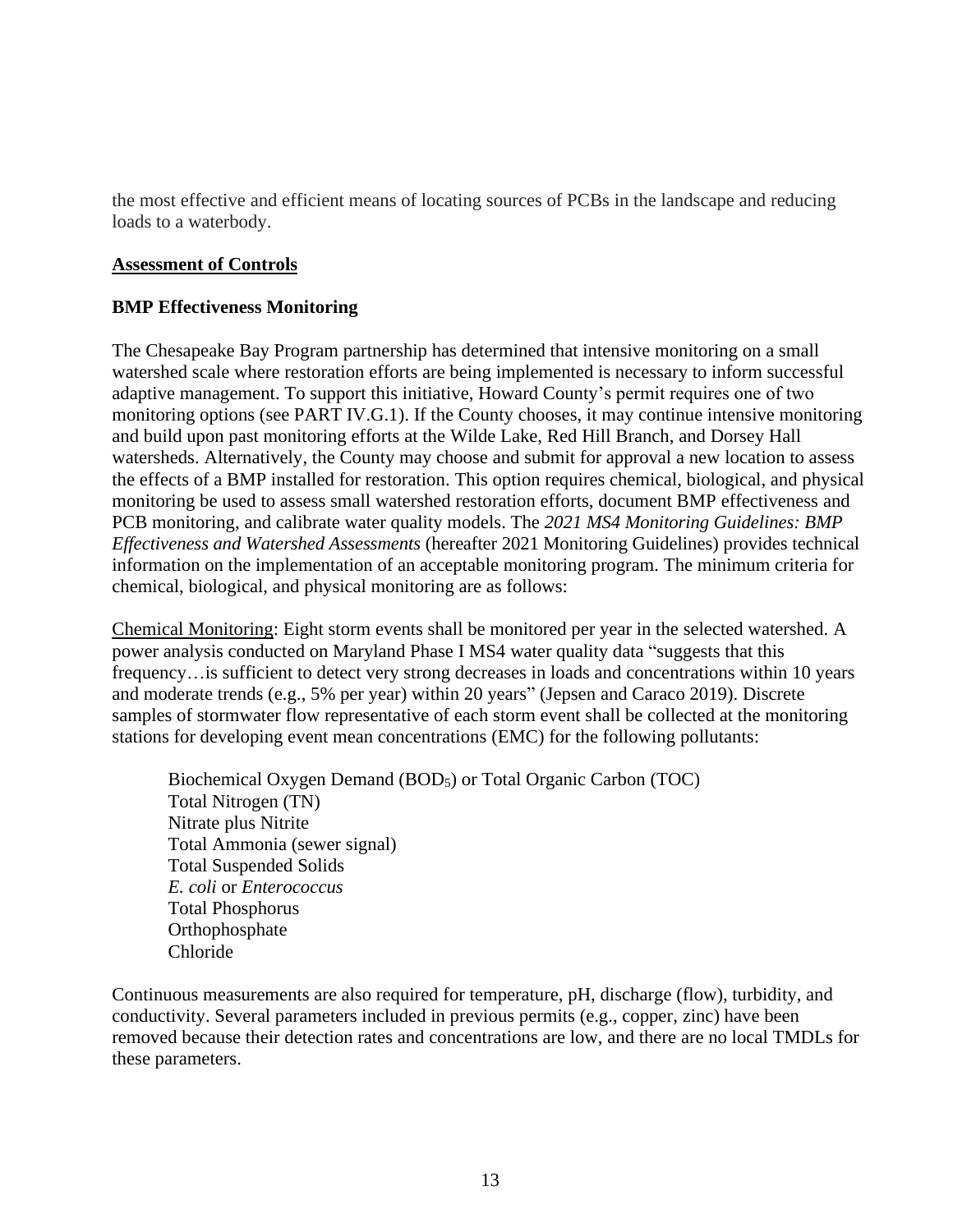the most effective and efficient means of locating sources of PCBs in the landscape and reducing loads to a waterbody.

## Assessment of Controls

### BMP Effectiveness Monitoring

The Chesapeake Bay Program partnership has determined that intensive monitoring on a small watershed scale where restoration efforts are being implemented is necessary to inform successful adaptive management. To support this initiative, Howard County's permit requires one of two monitoring options (see PART IV.G.1). If the County chooses, it may continue intensive monitoring and build upon past monitoring efforts at the Wilde Lake, Red Hill Branch, and Dorsey Hall watersheds. Alternatively, the County may choose and submit for approval a new location to assess the effects of a BMP installed for restoration. This option requires chemical, biological, and physical monitoring be used to assess small watershed restoration efforts, document BMP effectiveness and PCB monitoring, and calibrate water quality models. The *2021 MS4 Monitoring Guidelines: BMP Effectiveness and Watershed Assessments* (hereafter 2021 Monitoring Guidelines) provides technical information on the implementation of an acceptable monitoring program. The minimum criteria for chemical, biological, and physical monitoring are as follows:

Chemical Monitoring: Eight storm events shall be monitored per year in the selected watershed. A power analysis conducted on Maryland Phase I MS4 water quality data "suggests that this frequency…is sufficient to detect very strong decreases in loads and concentrations within 10 years and moderate trends (e.g., 5% per year) within 20 years" (Jepsen and Caraco 2019). Discrete samples of stormwater flow representative of each storm event shall be collected at the monitoring stations for developing event mean concentrations (EMC) for the following pollutants:

- Biochemical Oxygen Demand ($BOD_5$) or Total Organic Carbon (TOC)
- Total Nitrogen (TN)
- Nitrate plus Nitrite
- Total Ammonia (sewer signal)
- Total Suspended Solids
- *E. coli* or *Enterococcus*
- Total Phosphorus
- Orthophosphate
- Chloride

Continuous measurements are also required for temperature, pH, discharge (flow), turbidity, and conductivity. Several parameters included in previous permits (e.g., copper, zinc) have been removed because their detection rates and concentrations are low, and there are no local TMDLs for these parameters.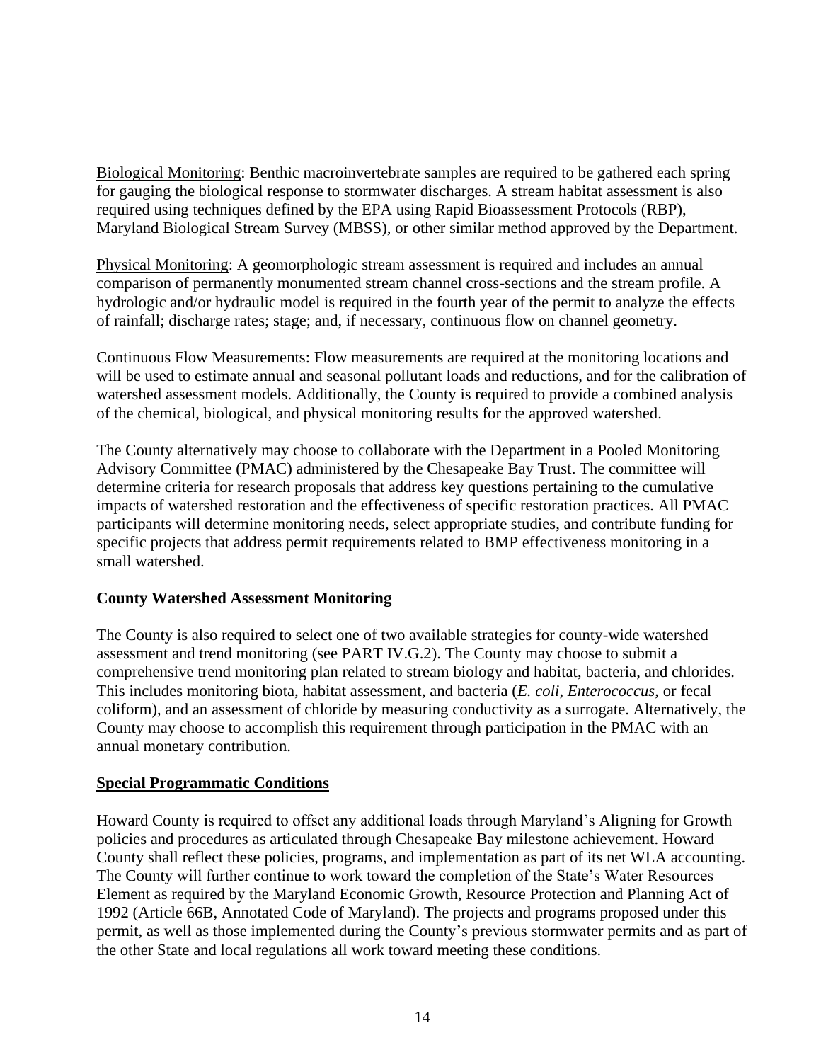<u>Biological Monitoring</u>: Benthic macroinvertebrate samples are required to be gathered each spring for gauging the biological response to stormwater discharges. A stream habitat assessment is also required using techniques defined by the EPA using Rapid Bioassessment Protocols (RBP), Maryland Biological Stream Survey (MBSS), or other similar method approved by the Department.

<u>Physical Monitoring</u>: A geomorphologic stream assessment is required and includes an annual comparison of permanently monumented stream channel cross-sections and the stream profile. A hydrologic and/or hydraulic model is required in the fourth year of the permit to analyze the effects of rainfall; discharge rates; stage; and, if necessary, continuous flow on channel geometry.

<u>Continuous Flow Measurements</u>: Flow measurements are required at the monitoring locations and will be used to estimate annual and seasonal pollutant loads and reductions, and for the calibration of watershed assessment models. Additionally, the County is required to provide a combined analysis of the chemical, biological, and physical monitoring results for the approved watershed.

The County alternatively may choose to collaborate with the Department in a Pooled Monitoring Advisory Committee (PMAC) administered by the Chesapeake Bay Trust. The committee will determine criteria for research proposals that address key questions pertaining to the cumulative impacts of watershed restoration and the effectiveness of specific restoration practices. All PMAC participants will determine monitoring needs, select appropriate studies, and contribute funding for specific projects that address permit requirements related to BMP effectiveness monitoring in a small watershed.

**County Watershed Assessment Monitoring**

The County is also required to select one of two available strategies for county-wide watershed assessment and trend monitoring (see PART IV.G.2). The County may choose to submit a comprehensive trend monitoring plan related to stream biology and habitat, bacteria, and chlorides. This includes monitoring biota, habitat assessment, and bacteria (*E. coli*, *Enterococcus*, or fecal coliform), and an assessment of chloride by measuring conductivity as a surrogate. Alternatively, the County may choose to accomplish this requirement through participation in the PMAC with an annual monetary contribution.

**<u>Special Programmatic Conditions</u>**

Howard County is required to offset any additional loads through Maryland's Aligning for Growth policies and procedures as articulated through Chesapeake Bay milestone achievement. Howard County shall reflect these policies, programs, and implementation as part of its net WLA accounting. The County will further continue to work toward the completion of the State's Water Resources Element as required by the Maryland Economic Growth, Resource Protection and Planning Act of 1992 (Article 66B, Annotated Code of Maryland). The projects and programs proposed under this permit, as well as those implemented during the County's previous stormwater permits and as part of the other State and local regulations all work toward meeting these conditions.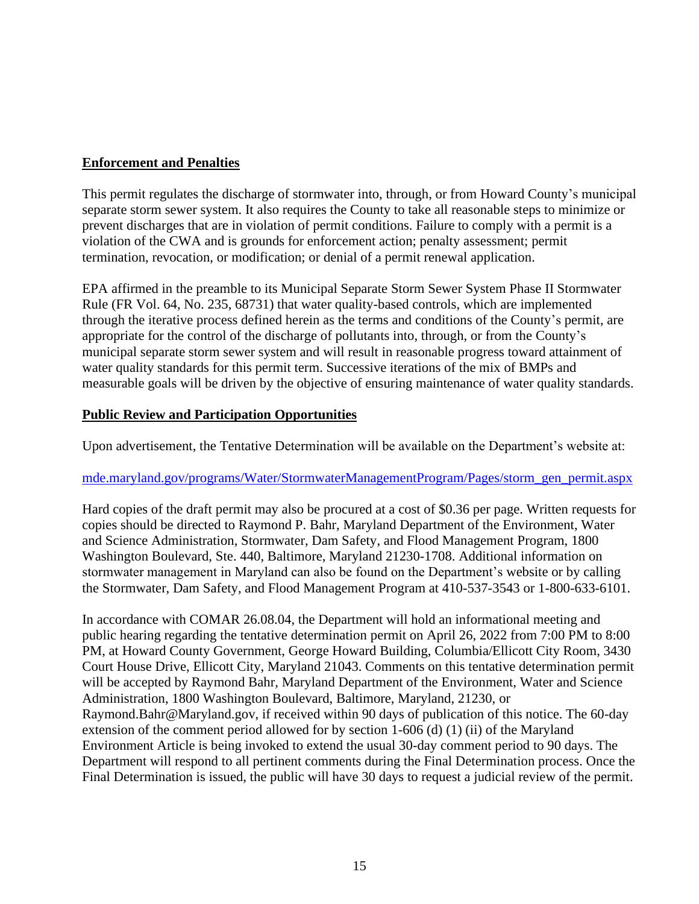**Enforcement and Penalties**

This permit regulates the discharge of stormwater into, through, or from Howard County's municipal separate storm sewer system. It also requires the County to take all reasonable steps to minimize or prevent discharges that are in violation of permit conditions. Failure to comply with a permit is a violation of the CWA and is grounds for enforcement action; penalty assessment; permit termination, revocation, or modification; or denial of a permit renewal application.

EPA affirmed in the preamble to its Municipal Separate Storm Sewer System Phase II Stormwater Rule (FR Vol. 64, No. 235, 68731) that water quality-based controls, which are implemented through the iterative process defined herein as the terms and conditions of the County's permit, are appropriate for the control of the discharge of pollutants into, through, or from the County's municipal separate storm sewer system and will result in reasonable progress toward attainment of water quality standards for this permit term. Successive iterations of the mix of BMPs and measurable goals will be driven by the objective of ensuring maintenance of water quality standards.

**Public Review and Participation Opportunities**

Upon advertisement, the Tentative Determination will be available on the Department's website at:

mde.maryland.gov/programs/Water/StormwaterManagementProgram/Pages/storm_gen_permit.aspx

Hard copies of the draft permit may also be procured at a cost of $0.36 per page. Written requests for copies should be directed to Raymond P. Bahr, Maryland Department of the Environment, Water and Science Administration, Stormwater, Dam Safety, and Flood Management Program, 1800 Washington Boulevard, Ste. 440, Baltimore, Maryland 21230-1708. Additional information on stormwater management in Maryland can also be found on the Department's website or by calling the Stormwater, Dam Safety, and Flood Management Program at 410-537-3543 or 1-800-633-6101.

In accordance with COMAR 26.08.04, the Department will hold an informational meeting and public hearing regarding the tentative determination permit on April 26, 2022 from 7:00 PM to 8:00 PM, at Howard County Government, George Howard Building, Columbia/Ellicott City Room, 3430 Court House Drive, Ellicott City, Maryland 21043. Comments on this tentative determination permit will be accepted by Raymond Bahr, Maryland Department of the Environment, Water and Science Administration, 1800 Washington Boulevard, Baltimore, Maryland, 21230, or Raymond.Bahr@Maryland.gov, if received within 90 days of publication of this notice. The 60-day extension of the comment period allowed for by section 1-606 (d) (1) (ii) of the Maryland Environment Article is being invoked to extend the usual 30-day comment period to 90 days. The Department will respond to all pertinent comments during the Final Determination process. Once the Final Determination is issued, the public will have 30 days to request a judicial review of the permit.